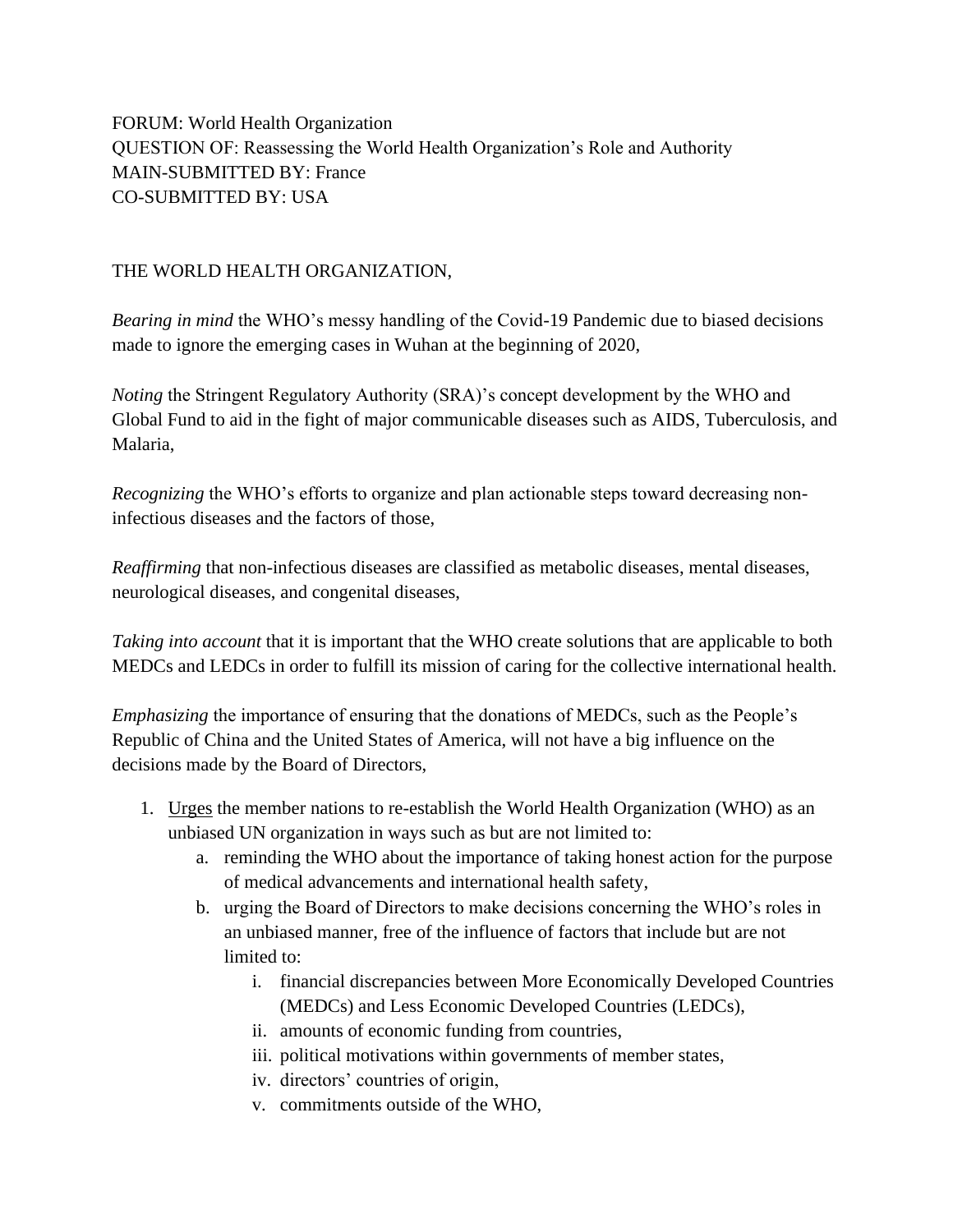FORUM: World Health Organization
QUESTION OF: Reassessing the World Health Organization's Role and Authority
MAIN-SUBMITTED BY: France
CO-SUBMITTED BY: USA

THE WORLD HEALTH ORGANIZATION,

*Bearing in mind* the WHO's messy handling of the Covid-19 Pandemic due to biased decisions made to ignore the emerging cases in Wuhan at the beginning of 2020,

*Noting* the Stringent Regulatory Authority (SRA)'s concept development by the WHO and Global Fund to aid in the fight of major communicable diseases such as AIDS, Tuberculosis, and Malaria,

*Recognizing* the WHO's efforts to organize and plan actionable steps toward decreasing non-infectious diseases and the factors of those,

*Reaffirming* that non-infectious diseases are classified as metabolic diseases, mental diseases, neurological diseases, and congenital diseases,

*Taking into account* that it is important that the WHO create solutions that are applicable to both MEDCs and LEDCs in order to fulfill its mission of caring for the collective international health.

*Emphasizing* the importance of ensuring that the donations of MEDCs, such as the People's Republic of China and the United States of America, will not have a big influence on the decisions made by the Board of Directors,

1. <u>Urges</u> the member nations to re-establish the World Health Organization (WHO) as an unbiased UN organization in ways such as but are not limited to:
    a. reminding the WHO about the importance of taking honest action for the purpose of medical advancements and international health safety,
    b. urging the Board of Directors to make decisions concerning the WHO's roles in an unbiased manner, free of the influence of factors that include but are not limited to:
        i. financial discrepancies between More Economically Developed Countries (MEDCs) and Less Economic Developed Countries (LEDCs),
        ii. amounts of economic funding from countries,
        iii. political motivations within governments of member states,
        iv. directors' countries of origin,
        v. commitments outside of the WHO,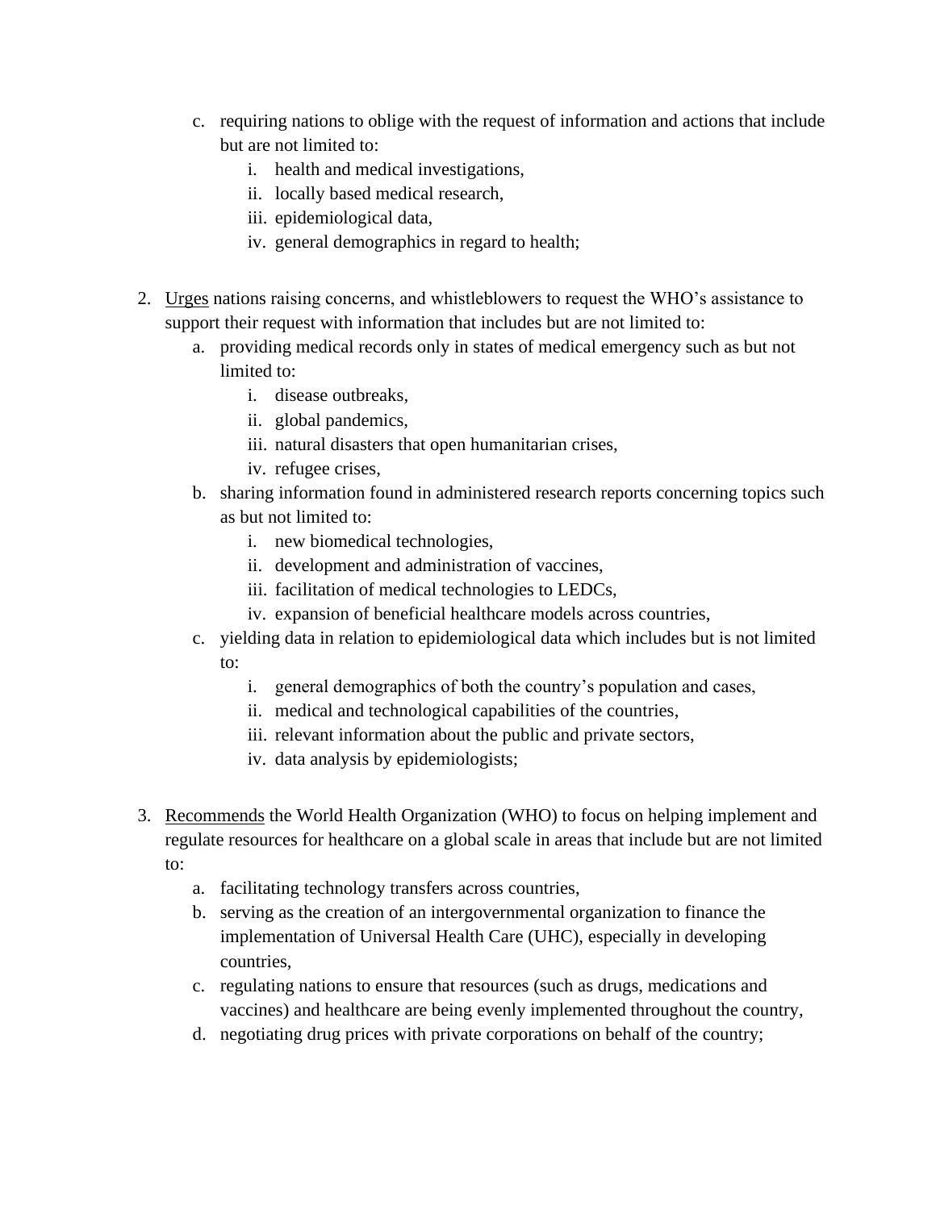c. requiring nations to oblige with the request of information and actions that include but are not limited to:
    i. health and medical investigations,
    ii. locally based medical research,
    iii. epidemiological data,
    iv. general demographics in regard to health;

2. Urges nations raising concerns, and whistleblowers to request the WHO's assistance to support their request with information that includes but are not limited to:
    a. providing medical records only in states of medical emergency such as but not limited to:
        i. disease outbreaks,
        ii. global pandemics,
        iii. natural disasters that open humanitarian crises,
        iv. refugee crises,
    b. sharing information found in administered research reports concerning topics such as but not limited to:
        i. new biomedical technologies,
        ii. development and administration of vaccines,
        iii. facilitation of medical technologies to LEDCs,
        iv. expansion of beneficial healthcare models across countries,
    c. yielding data in relation to epidemiological data which includes but is not limited to:
        i. general demographics of both the country's population and cases,
        ii. medical and technological capabilities of the countries,
        iii. relevant information about the public and private sectors,
        iv. data analysis by epidemiologists;

3. Recommends the World Health Organization (WHO) to focus on helping implement and regulate resources for healthcare on a global scale in areas that include but are not limited to:
    a. facilitating technology transfers across countries,
    b. serving as the creation of an intergovernmental organization to finance the implementation of Universal Health Care (UHC), especially in developing countries,
    c. regulating nations to ensure that resources (such as drugs, medications and vaccines) and healthcare are being evenly implemented throughout the country,
    d. negotiating drug prices with private corporations on behalf of the country;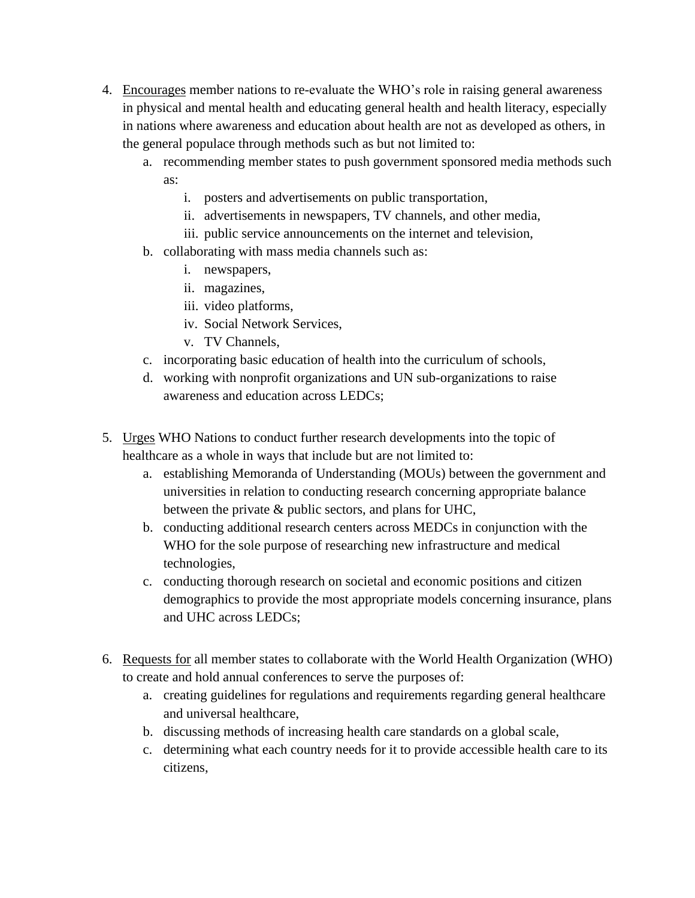4. <u>Encourages</u> member nations to re-evaluate the WHO's role in raising general awareness in physical and mental health and educating general health and health literacy, especially in nations where awareness and education about health are not as developed as others, in the general populace through methods such as but not limited to:
    a. recommending member states to push government sponsored media methods such as:
        i. posters and advertisements on public transportation,
        ii. advertisements in newspapers, TV channels, and other media,
        iii. public service announcements on the internet and television,
    b. collaborating with mass media channels such as:
        i. newspapers,
        ii. magazines,
        iii. video platforms,
        iv. Social Network Services,
        v. TV Channels,
    c. incorporating basic education of health into the curriculum of schools,
    d. working with nonprofit organizations and UN sub-organizations to raise awareness and education across LEDCs;

5. <u>Urges</u> WHO Nations to conduct further research developments into the topic of healthcare as a whole in ways that include but are not limited to:
    a. establishing Memoranda of Understanding (MOUs) between the government and universities in relation to conducting research concerning appropriate balance between the private & public sectors, and plans for UHC,
    b. conducting additional research centers across MEDCs in conjunction with the WHO for the sole purpose of researching new infrastructure and medical technologies,
    c. conducting thorough research on societal and economic positions and citizen demographics to provide the most appropriate models concerning insurance, plans and UHC across LEDCs;

6. <u>Requests for</u> all member states to collaborate with the World Health Organization (WHO) to create and hold annual conferences to serve the purposes of:
    a. creating guidelines for regulations and requirements regarding general healthcare and universal healthcare,
    b. discussing methods of increasing health care standards on a global scale,
    c. determining what each country needs for it to provide accessible health care to its citizens,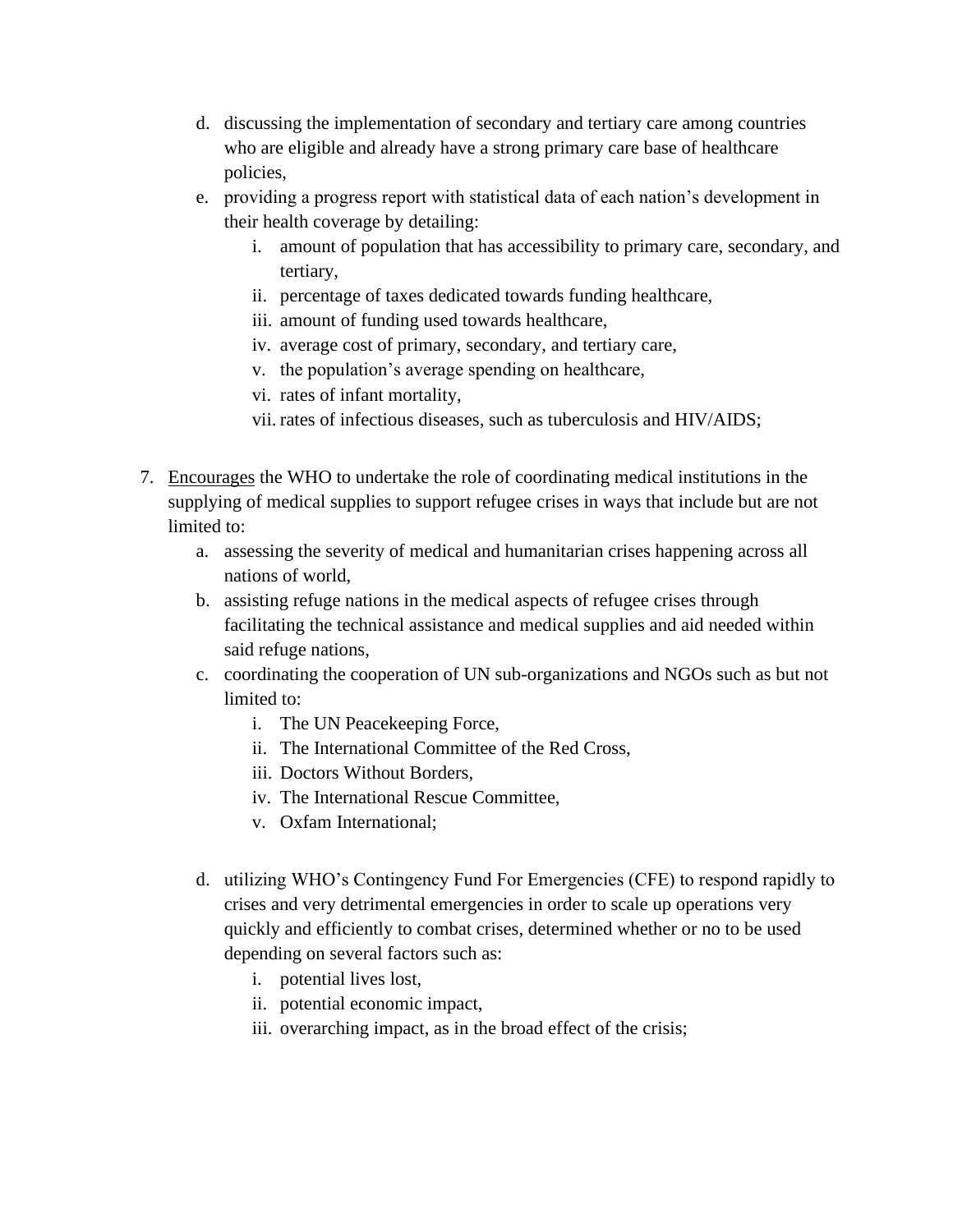d. discussing the implementation of secondary and tertiary care among countries who are eligible and already have a strong primary care base of healthcare policies,
   e. providing a progress report with statistical data of each nation's development in their health coverage by detailing:
      i. amount of population that has accessibility to primary care, secondary, and tertiary,
      ii. percentage of taxes dedicated towards funding healthcare,
      iii. amount of funding used towards healthcare,
      iv. average cost of primary, secondary, and tertiary care,
      v. the population's average spending on healthcare,
      vi. rates of infant mortality,
      vii. rates of infectious diseases, such as tuberculosis and HIV/AIDS;

7. <u>Encourages</u> the WHO to undertake the role of coordinating medical institutions in the supplying of medical supplies to support refugee crises in ways that include but are not limited to:
   a. assessing the severity of medical and humanitarian crises happening across all nations of world,
   b. assisting refuge nations in the medical aspects of refugee crises through facilitating the technical assistance and medical supplies and aid needed within said refuge nations,
   c. coordinating the cooperation of UN sub-organizations and NGOs such as but not limited to:
      i. The UN Peacekeeping Force,
      ii. The International Committee of the Red Cross,
      iii. Doctors Without Borders,
      iv. The International Rescue Committee,
      v. Oxfam International;

   d. utilizing WHO's Contingency Fund For Emergencies (CFE) to respond rapidly to crises and very detrimental emergencies in order to scale up operations very quickly and efficiently to combat crises, determined whether or no to be used depending on several factors such as:
      i. potential lives lost,
      ii. potential economic impact,
      iii. overarching impact, as in the broad effect of the crisis;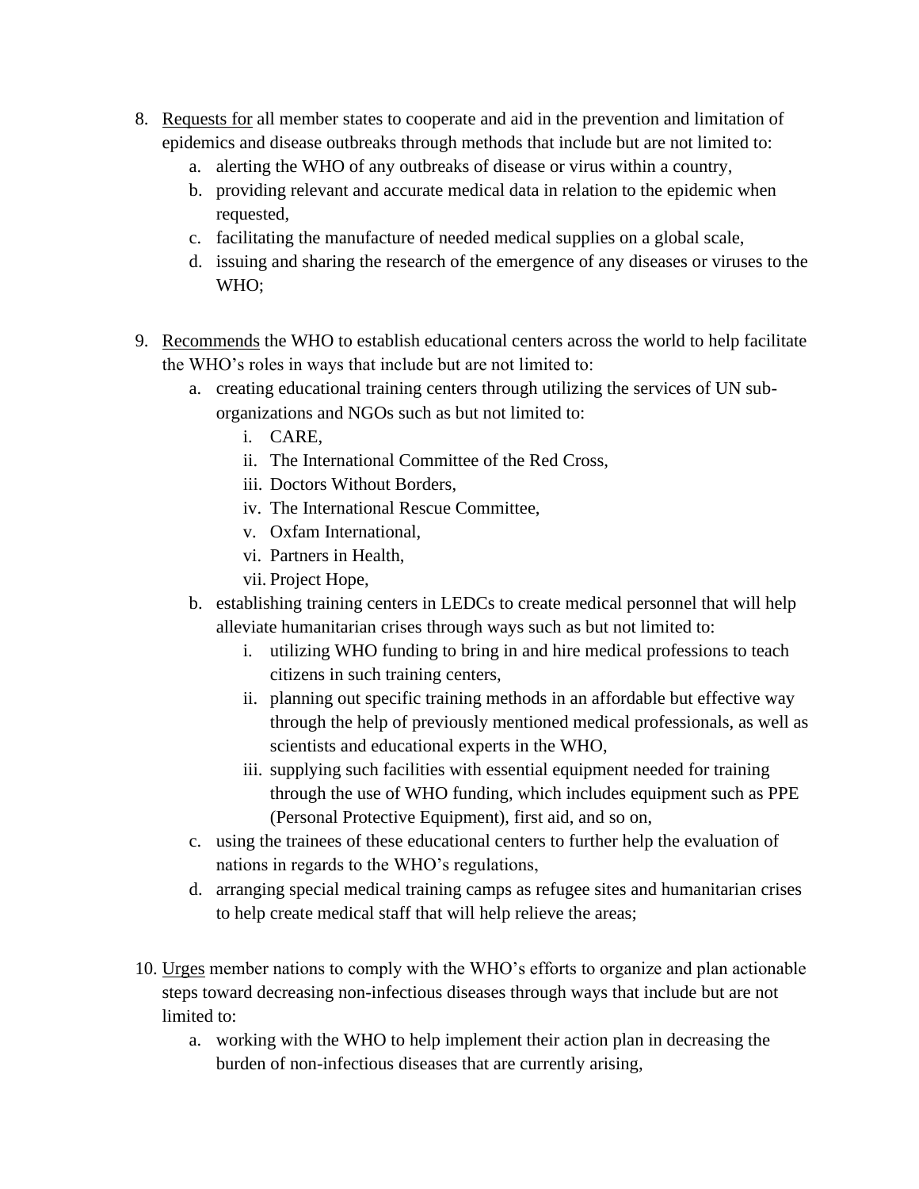8. <u>Requests for</u> all member states to cooperate and aid in the prevention and limitation of epidemics and disease outbreaks through methods that include but are not limited to:
    a. alerting the WHO of any outbreaks of disease or virus within a country,
    b. providing relevant and accurate medical data in relation to the epidemic when requested,
    c. facilitating the manufacture of needed medical supplies on a global scale,
    d. issuing and sharing the research of the emergence of any diseases or viruses to the WHO;

9. <u>Recommends</u> the WHO to establish educational centers across the world to help facilitate the WHO's roles in ways that include but are not limited to:
    a. creating educational training centers through utilizing the services of UN sub-organizations and NGOs such as but not limited to:
        i. CARE,
        ii. The International Committee of the Red Cross,
        iii. Doctors Without Borders,
        iv. The International Rescue Committee,
        v. Oxfam International,
        vi. Partners in Health,
        vii. Project Hope,
    b. establishing training centers in LEDCs to create medical personnel that will help alleviate humanitarian crises through ways such as but not limited to:
        i. utilizing WHO funding to bring in and hire medical professions to teach citizens in such training centers,
        ii. planning out specific training methods in an affordable but effective way through the help of previously mentioned medical professionals, as well as scientists and educational experts in the WHO,
        iii. supplying such facilities with essential equipment needed for training through the use of WHO funding, which includes equipment such as PPE (Personal Protective Equipment), first aid, and so on,
    c. using the trainees of these educational centers to further help the evaluation of nations in regards to the WHO's regulations,
    d. arranging special medical training camps as refugee sites and humanitarian crises to help create medical staff that will help relieve the areas;

10. <u>Urges</u> member nations to comply with the WHO's efforts to organize and plan actionable steps toward decreasing non-infectious diseases through ways that include but are not limited to:
    a. working with the WHO to help implement their action plan in decreasing the burden of non-infectious diseases that are currently arising,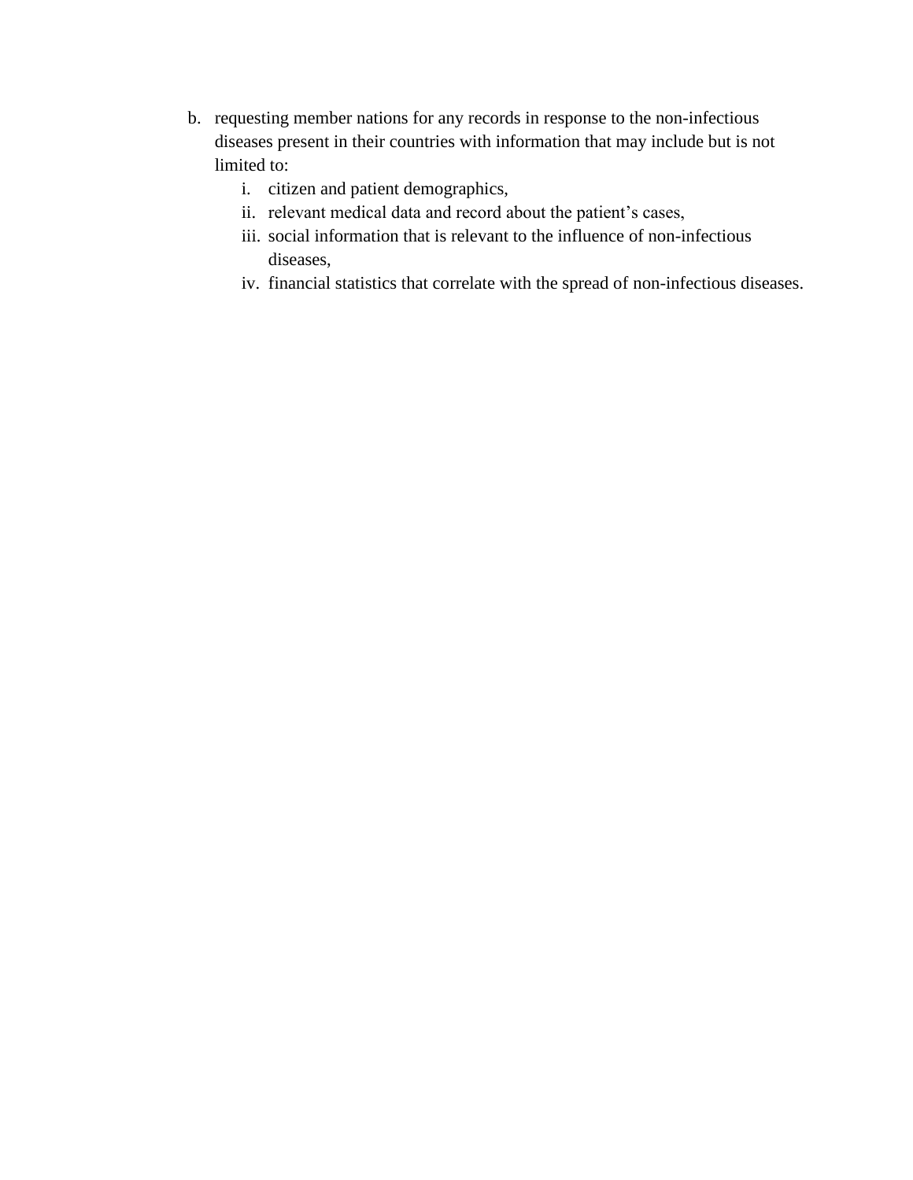b. requesting member nations for any records in response to the non-infectious diseases present in their countries with information that may include but is not limited to:
    i. citizen and patient demographics,
    ii. relevant medical data and record about the patient's cases,
    iii. social information that is relevant to the influence of non-infectious diseases,
    iv. financial statistics that correlate with the spread of non-infectious diseases.